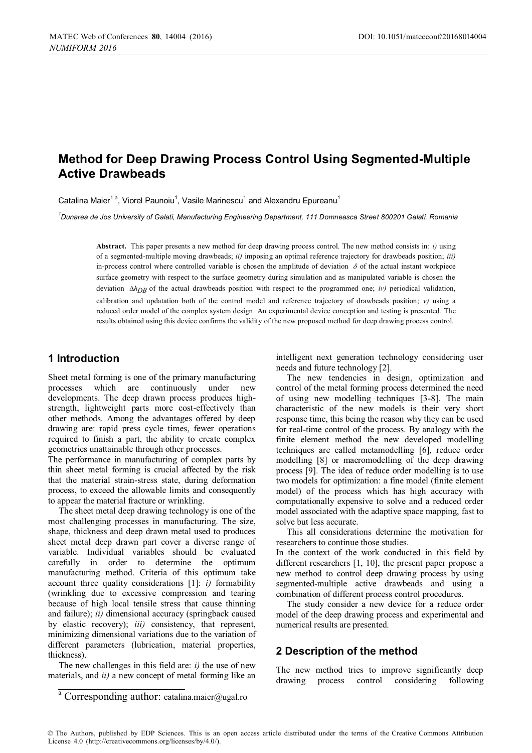# Method for Deep Drawing Process Control Using Segmented-Multiple Active Drawbeads

Catalina Maier[1,a], Viorel Paunoiu[1], Vasile Marinescu[1] and Alexandru Epureanu[1]

[1] *Dunarea de Jos University of Galati, Manufacturing Engineering Department, 111 Domneasca Street 800201 Galati, Romania*

**Abstract.** This paper presents a new method for deep drawing process control. The new method consists in: *i)* using of a segmented-multiple moving drawbeads; *ii)* imposing an optimal reference trajectory for drawbeads position; *iii)* in-process control where controlled variable is chosen the amplitude of deviation $\delta$ of the actual instant workpiece surface geometry with respect to the surface geometry during simulation and as manipulated variable is chosen the deviation $\Delta h_{DB}$ of the actual drawbeads position with respect to the programmed one; *iv)* periodical validation, calibration and updatation both of the control model and reference trajectory of drawbeads position; *v)* using a reduced order model of the complex system design. An experimental device conception and testing is presented. The results obtained using this device confirms the validity of the new proposed method for deep drawing process control.

## 1 Introduction

Sheet metal forming is one of the primary manufacturing processes which are continuously under new developments. The deep drawn process produces high-strength, lightweight parts more cost-effectively than other methods. Among the advantages offered by deep drawing are: rapid press cycle times, fewer operations required to finish a part, the ability to create complex geometries unattainable through other processes.

The performance in manufacturing of complex parts by thin sheet metal forming is crucial affected by the risk that the material strain-stress state, during deformation process, to exceed the allowable limits and consequently to appear the material fracture or wrinkling.

The sheet metal deep drawing technology is one of the most challenging processes in manufacturing. The size, shape, thickness and deep drawn metal used to produces sheet metal deep drawn part cover a diverse range of variable. Individual variables should be evaluated carefully in order to determine the optimum manufacturing method. Criteria of this optimum take account three quality considerations [1]: *i)* formability (wrinkling due to excessive compression and tearing because of high local tensile stress that cause thinning and failure); *ii)* dimensional accuracy (springback caused by elastic recovery); *iii)* consistency, that represent, minimizing dimensional variations due to the variation of different parameters (lubrication, material properties, thickness).

The new challenges in this field are: *i)* the use of new materials, and *ii)* a new concept of metal forming like an intelligent next generation technology considering user needs and future technology [2].

The new tendencies in design, optimization and control of the metal forming process determined the need of using new modelling techniques [3-8]. The main characteristic of the new models is their very short response time, this being the reason why they can be used for real-time control of the process. By analogy with the finite element method the new developed modelling techniques are called metamodelling [6], reduce order modelling [8] or macromodelling of the deep drawing process [9]. The idea of reduce order modelling is to use two models for optimization: a fine model (finite element model) of the process which has high accuracy with computationally expensive to solve and a reduced order model associated with the adaptive space mapping, fast to solve but less accurate.

This all considerations determine the motivation for researchers to continue those studies.

In the context of the work conducted in this field by different researchers [1, 10], the present paper propose a new method to control deep drawing process by using segmented-multiple active drawbeads and using a combination of different process control procedures.

The study consider a new device for a reduce order model of the deep drawing process and experimental and numerical results are presented.

## 2 Description of the method

The new method tries to improve significantly deep drawing process control considering following

[a] Corresponding author: catalina.maier@ugal.ro

© The Authors, published by EDP Sciences. This is an open access article distributed under the terms of the Creative Commons Attribution License 4.0 (http://creativecommons.org/licenses/by/4.0/).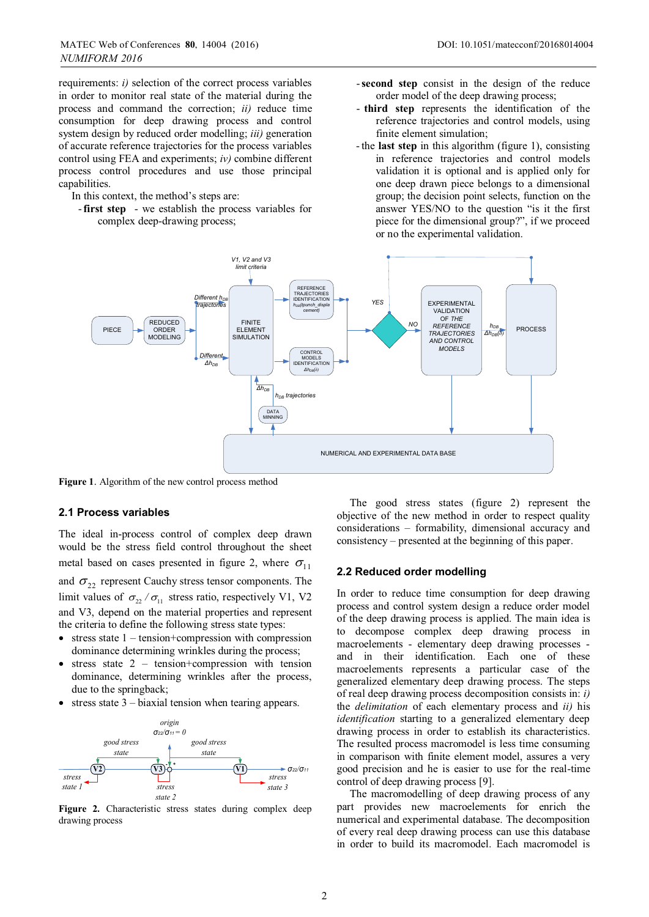requirements: *i)* selection of the correct process variables in order to monitor real state of the material during the process and command the correction; *ii)* reduce time consumption for deep drawing process and control system design by reduced order modelling; *iii)* generation of accurate reference trajectories for the process variables control using FEA and experiments; *iv)* combine different process control procedures and use those principal capabilities.

In this context, the method's steps are:

- **first step** - we establish the process variables for complex deep-drawing process;
- **second step** consist in the design of the reduce order model of the deep drawing process;
- **third step** represents the identification of the reference trajectories and control models, using finite element simulation;
- the **last step** in this algorithm (figure 1), consisting in reference trajectories and control models validation it is optional and is applied only for one deep drawn piece belongs to a dimensional group; the decision point selects, function on the answer YES/NO to the question "is it the first piece for the dimensional group?", if we proceed or no the experimental validation.

**Figure 1**. Algorithm of the new control process method

## 2.1 Process variables

The ideal in-process control of complex deep drawn would be the stress field control throughout the sheet metal based on cases presented in figure 2, where $\sigma_{11}$ and $\sigma_{22}$ represent Cauchy stress tensor components. The limit values of $\sigma_{22}/\sigma_{11}$ stress ratio, respectively V1, V2 and V3, depend on the material properties and represent the criteria to define the following stress state types:

- stress state 1 – tension+compression with compression dominance determining wrinkles during the process;
- stress state 2 – tension+compression with tension dominance, determining wrinkles after the process, due to the springback;
- stress state 3 – biaxial tension when tearing appears.

**Figure 2.** Characteristic stress states during complex deep drawing process

The good stress states (figure 2) represent the objective of the new method in order to respect quality considerations – formability, dimensional accuracy and consistency – presented at the beginning of this paper.

## 2.2 Reduced order modelling

In order to reduce time consumption for deep drawing process and control system design a reduce order model of the deep drawing process is applied. The main idea is to decompose complex deep drawing process in macroelements - elementary deep drawing processes - and in their identification. Each one of these macroelements represents a particular case of the generalized elementary deep drawing process. The steps of real deep drawing process decomposition consists in: *i)* the *delimitation* of each elementary process and *ii)* his *identification* starting to a generalized elementary deep drawing process in order to establish its characteristics. The resulted process macromodel is less time consuming in comparison with finite element model, assures a very good precision and he is easier to use for the real-time control of deep drawing process [9].

The macromodelling of deep drawing process of any part provides new macroelements for enrich the numerical and experimental database. The decomposition of every real deep drawing process can use this database in order to build its macromodel. Each macromodel is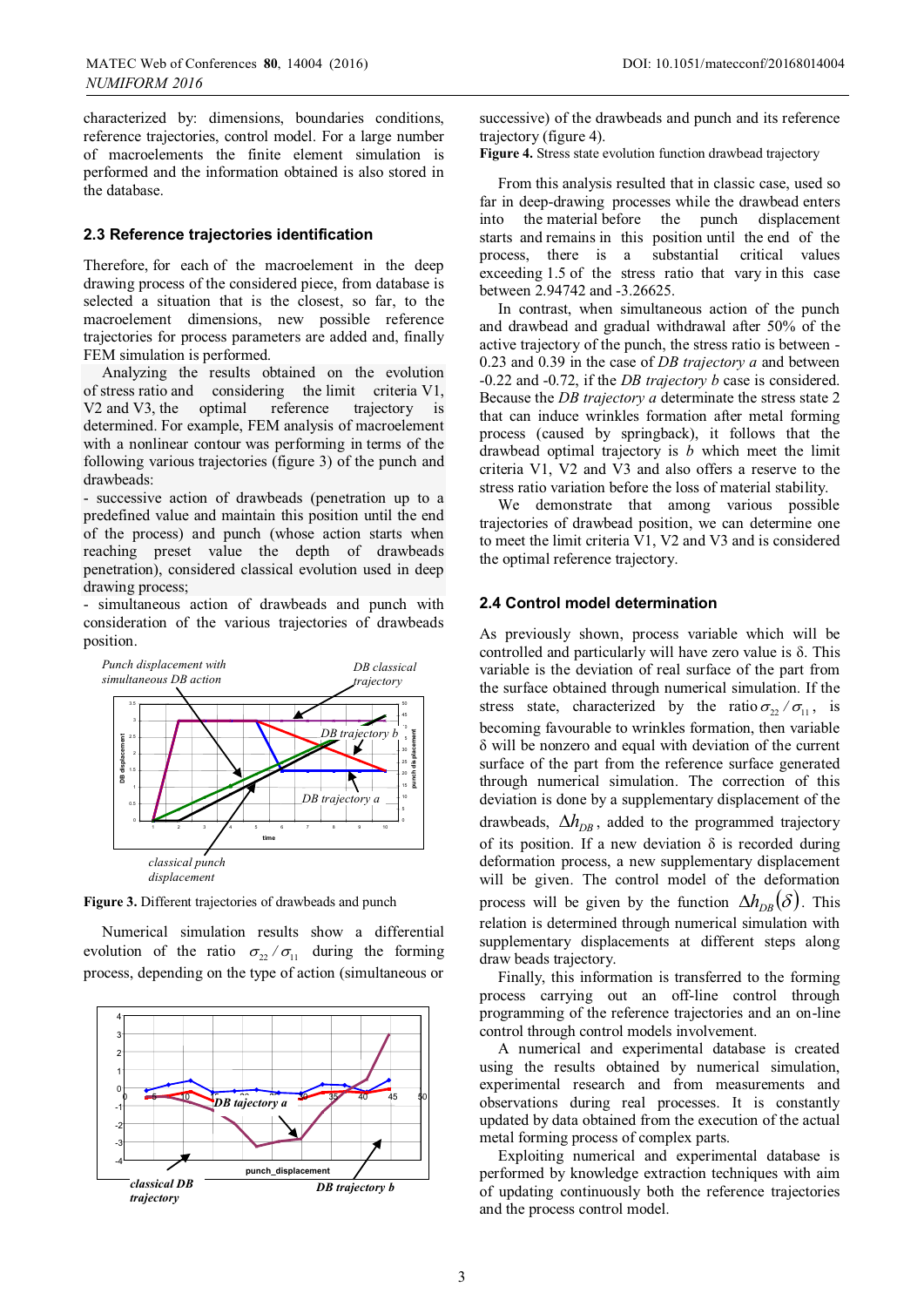characterized by: dimensions, boundaries conditions, reference trajectories, control model. For a large number of macroelements the finite element simulation is performed and the information obtained is also stored in the database.

### 2.3 Reference trajectories identification

Therefore, for each of the macroelement in the deep drawing process of the considered piece, from database is selected a situation that is the closest, so far, to the macroelement dimensions, new possible reference trajectories for process parameters are added and, finally FEM simulation is performed.

Analyzing the results obtained on the evolution of stress ratio and considering the limit criteria V1, V2 and V3, the optimal reference trajectory is determined. For example, FEM analysis of macroelement with a nonlinear contour was performing in terms of the following various trajectories (figure 3) of the punch and drawbeads:

- successive action of drawbeads (penetration up to a predefined value and maintain this position until the end of the process) and punch (whose action starts when reaching preset value the depth of drawbeads penetration), considered classical evolution used in deep drawing process;
- simultaneous action of drawbeads and punch with consideration of the various trajectories of drawbeads position.

**Figure 3.** Different trajectories of drawbeads and punch

Numerical simulation results show a differential evolution of the ratio $\sigma_{22}/\sigma_{11}$ during the forming process, depending on the type of action (simultaneous or successive) of the drawbeads and punch and its reference trajectory (figure 4).

**Figure 4.** Stress state evolution function drawbead trajectory

From this analysis resulted that in classic case, used so far in deep-drawing processes while the drawbead enters into the material before the punch displacement starts and remains in this position until the end of the process, there is a substantial critical values exceeding 1.5 of the stress ratio that vary in this case between 2.94742 and -3.26625.

In contrast, when simultaneous action of the punch and drawbead and gradual withdrawal after 50% of the active trajectory of the punch, the stress ratio is between -0.23 and 0.39 in the case of *DB trajectory a* and between -0.22 and -0.72, if the *DB trajectory b* case is considered. Because the *DB trajectory a* determinate the stress state 2 that can induce wrinkles formation after metal forming process (caused by springback), it follows that the drawbead optimal trajectory is *b* which meet the limit criteria V1, V2 and V3 and also offers a reserve to the stress ratio variation before the loss of material stability.

We demonstrate that among various possible trajectories of drawbead position, we can determine one to meet the limit criteria V1, V2 and V3 and is considered the optimal reference trajectory.

### 2.4 Control model determination

As previously shown, process variable which will be controlled and particularly will have zero value is $\delta$. This variable is the deviation of real surface of the part from the surface obtained through numerical simulation. If the stress state, characterized by the ratio $\sigma_{22}/\sigma_{11}$, is becoming favourable to wrinkles formation, then variable $\delta$ will be nonzero and equal with deviation of the current surface of the part from the reference surface generated through numerical simulation. The correction of this deviation is done by a supplementary displacement of the drawbeads, $\Delta h_{DB}$, added to the programmed trajectory of its position. If a new deviation $\delta$ is recorded during deformation process, a new supplementary displacement will be given. The control model of the deformation process will be given by the function $\Delta h_{DB}(\delta)$. This relation is determined through numerical simulation with supplementary displacements at different steps along draw beads trajectory.

Finally, this information is transferred to the forming process carrying out an off-line control through programming of the reference trajectories and an on-line control through control models involvement.

A numerical and experimental database is created using the results obtained by numerical simulation, experimental research and from measurements and observations during real processes. It is constantly updated by data obtained from the execution of the actual metal forming process of complex parts.

Exploiting numerical and experimental database is performed by knowledge extraction techniques with aim of updating continuously both the reference trajectories and the process control model.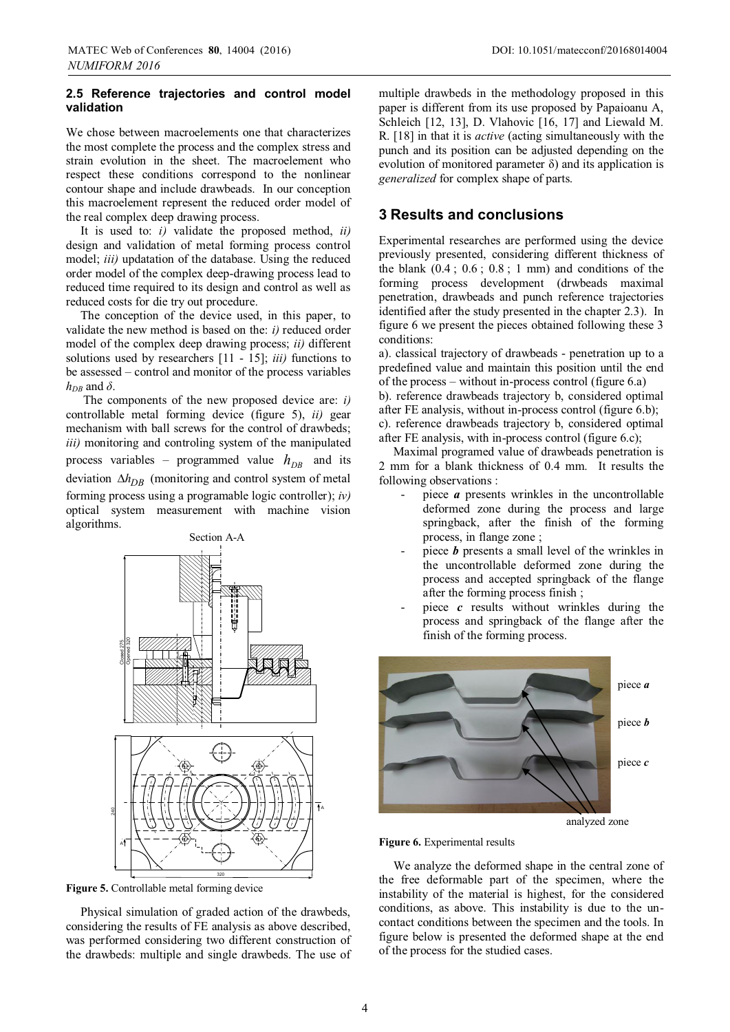### 2.5 Reference trajectories and control model validation

We chose between macroelements one that characterizes the most complete the process and the complex stress and strain evolution in the sheet. The macroelement who respect these conditions correspond to the nonlinear contour shape and include drawbeads. In our conception this macroelement represent the reduced order model of the real complex deep drawing process.

It is used to: *i)* validate the proposed method, *ii)* design and validation of metal forming process control model; *iii)* updatation of the database. Using the reduced order model of the complex deep-drawing process lead to reduced time required to its design and control as well as reduced costs for die try out procedure.

The conception of the device used, in this paper, to validate the new method is based on the: *i)* reduced order model of the complex deep drawing process; *ii)* different solutions used by researchers [11 - 15]; *iii)* functions to be assessed – control and monitor of the process variables $h_{DB}$ and $\delta$.

The components of the new proposed device are: *i)* controllable metal forming device (figure 5), *ii)* gear mechanism with ball screws for the control of drawbeds; *iii)* monitoring and controling system of the manipulated process variables – programmed value $h_{DB}$ and its deviation $\Delta h_{DB}$ (monitoring and control system of metal forming process using a programable logic controller); *iv)* optical system measurement with machine vision algorithms.

**Figure 5.** Controllable metal forming device

Physical simulation of graded action of the drawbeds, considering the results of FE analysis as above described, was performed considering two different construction of the drawbeds: multiple and single drawbeds. The use of multiple drawbeds in the methodology proposed in this paper is different from its use proposed by Papaioanu A, Schleich [12, 13], D. Vlahovic [16, 17] and Liewald M. R. [18] in that it is *active* (acting simultaneously with the punch and its position can be adjusted depending on the evolution of monitored parameter δ) and its application is *generalized* for complex shape of parts.

## 3 Results and conclusions

Experimental researches are performed using the device previously presented, considering different thickness of the blank (0.4 ; 0.6 ; 0.8 ; 1 mm) and conditions of the forming process development (drwbeads maximal penetration, drawbeads and punch reference trajectories identified after the study presented in the chapter 2.3). In figure 6 we present the pieces obtained following these 3 conditions:

a). classical trajectory of drawbeads - penetration up to a predefined value and maintain this position until the end of the process – without in-process control (figure 6.a)

b). reference drawbeads trajectory b, considered optimal after FE analysis, without in-process control (figure 6.b);

c). reference drawbeads trajectory b, considered optimal after FE analysis, with in-process control (figure 6.c);

Maximal programed value of drawbeads penetration is 2 mm for a blank thickness of 0.4 mm. It results the following observations :

- piece ***a*** presents wrinkles in the uncontrollable deformed zone during the process and large springback, after the finish of the forming process, in flange zone ;
- piece ***b*** presents a small level of the wrinkles in the uncontrollable deformed zone during the process and accepted springback of the flange after the forming process finish ;
- piece ***c*** results without wrinkles during the process and springback of the flange after the finish of the forming process.

**Figure 6.** Experimental results

We analyze the deformed shape in the central zone of the free deformable part of the specimen, where the instability of the material is highest, for the considered conditions, as above. This instability is due to the un-contact conditions between the specimen and the tools. In figure below is presented the deformed shape at the end of the process for the studied cases.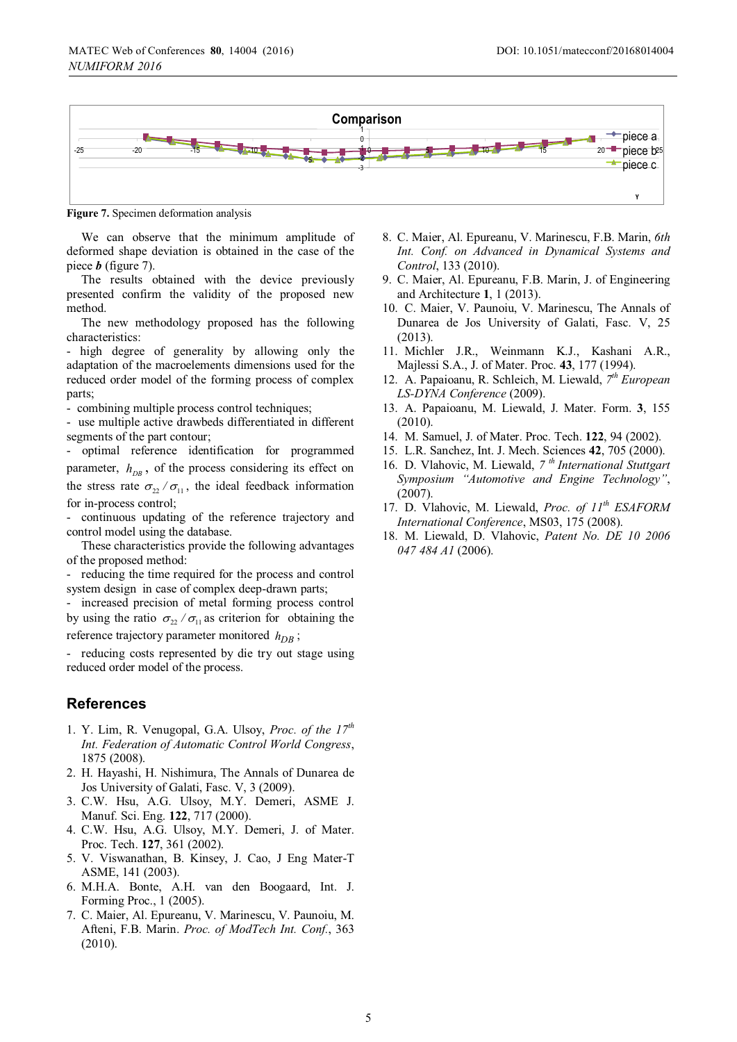Comparison

piece a
piece b
piece c

-25 -20 -15 -10 -5 0 5 10 15 20 25

1
0
-1
-2
-3

Y

**Figure 7.** Specimen deformation analysis

We can observe that the minimum amplitude of deformed shape deviation is obtained in the case of the piece ***b*** (figure 7).

The results obtained with the device previously presented confirm the validity of the proposed new method.

The new methodology proposed has the following characteristics:

- high degree of generality by allowing only the adaptation of the macroelements dimensions used for the reduced order model of the forming process of complex parts;
- combining multiple process control techniques;
- use multiple active drawbeds differentiated in different segments of the part contour;
- optimal reference identification for programmed parameter, $h_{DB}$, of the process considering its effect on the stress rate $\sigma_{22}/\sigma_{11}$, the ideal feedback information for in-process control;
- continuous updating of the reference trajectory and control model using the database.

These characteristics provide the following advantages of the proposed method:

- reducing the time required for the process and control system design in case of complex deep-drawn parts;
- increased precision of metal forming process control by using the ratio $\sigma_{22}/\sigma_{11}$ as criterion for obtaining the reference trajectory parameter monitored $h_{DB}$;
- reducing costs represented by die try out stage using reduced order model of the process.

## References

1. Y. Lim, R. Venugopal, G.A. Ulsoy, *Proc. of the 17th Int. Federation of Automatic Control World Congress*, 1875 (2008).
2. H. Hayashi, H. Nishimura, The Annals of Dunarea de Jos University of Galati, Fasc. V, 3 (2009).
3. C.W. Hsu, A.G. Ulsoy, M.Y. Demeri, ASME J. Manuf. Sci. Eng. **122**, 717 (2000).
4. C.W. Hsu, A.G. Ulsoy, M.Y. Demeri, J. of Mater. Proc. Tech. **127**, 361 (2002).
5. V. Viswanathan, B. Kinsey, J. Cao, J Eng Mater-T ASME, 141 (2003).
6. M.H.A. Bonte, A.H. van den Boogaard, Int. J. Forming Proc., 1 (2005).
7. C. Maier, Al. Epureanu, V. Marinescu, V. Paunoiu, M. Afteni, F.B. Marin. *Proc. of ModTech Int. Conf.*, 363 (2010).
8. C. Maier, Al. Epureanu, V. Marinescu, F.B. Marin, *6th Int. Conf. on Advanced in Dynamical Systems and Control*, 133 (2010).
9. C. Maier, Al. Epureanu, F.B. Marin, J. of Engineering and Architecture **1**, 1 (2013).
10. C. Maier, V. Paunoiu, V. Marinescu, The Annals of Dunarea de Jos University of Galati, Fasc. V, 25 (2013).
11. Michler J.R., Weinmann K.J., Kashani A.R., Majlessi S.A., J. of Mater. Proc. **43**, 177 (1994).
12. A. Papaioanu, R. Schleich, M. Liewald, *7th European LS-DYNA Conference* (2009).
13. A. Papaioanu, M. Liewald, J. Mater. Form. **3**, 155 (2010).
14. M. Samuel, J. of Mater. Proc. Tech. **122**, 94 (2002).
15. L.R. Sanchez, Int. J. Mech. Sciences **42**, 705 (2000).
16. D. Vlahovic, M. Liewald, *7 th International Stuttgart Symposium "Automotive and Engine Technology"*, (2007).
17. D. Vlahovic, M. Liewald, *Proc. of 11th ESAFORM International Conference*, MS03, 175 (2008).
18. M. Liewald, D. Vlahovic, *Patent No. DE 10 2006 047 484 A1* (2006).